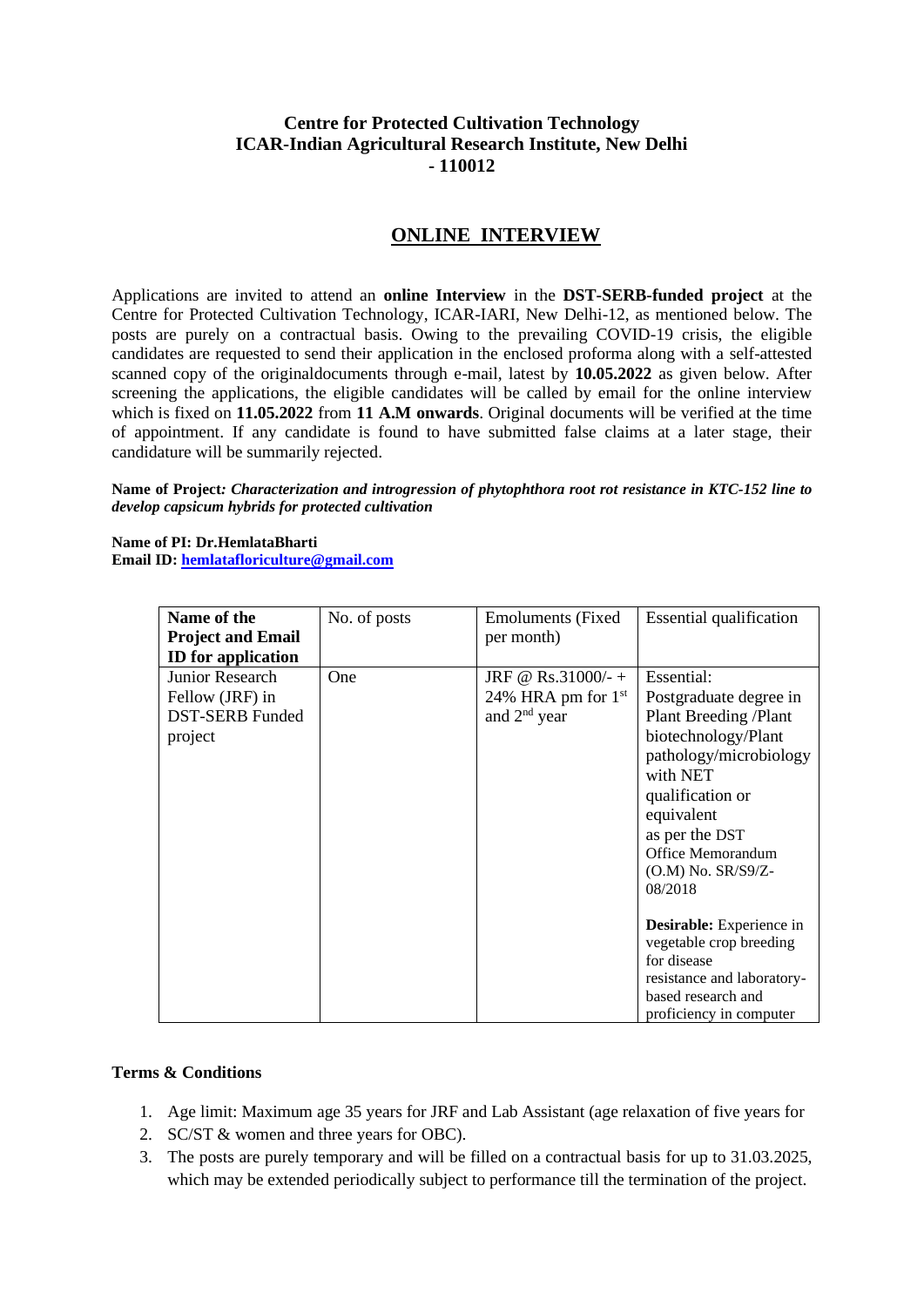**Centre for Protected Cultivation Technology**
**ICAR-Indian Agricultural Research Institute, New Delhi - 110012**

# ONLINE INTERVIEW

Applications are invited to attend an **online Interview** in the **DST-SERB-funded project** at the Centre for Protected Cultivation Technology, ICAR-IARI, New Delhi-12, as mentioned below. The posts are purely on a contractual basis. Owing to the prevailing COVID-19 crisis, the eligible candidates are requested to send their application in the enclosed proforma along with a self-attested scanned copy of the originaldocuments through e-mail, latest by **10.05.2022** as given below. After screening the applications, the eligible candidates will be called by email for the online interview which is fixed on **11.05.2022** from **11 A.M onwards**. Original documents will be verified at the time of appointment. If any candidate is found to have submitted false claims at a later stage, their candidature will be summarily rejected.

**Name of Project*: Characterization and introgression of phytophthora root rot resistance in KTC-152 line to develop capsicum hybrids for protected cultivation***

**Name of PI: Dr.HemlataBharti**
**Email ID: hemlatafloriculture@gmail.com**

| **Name of the Project and Email ID for application** | No. of posts | Emoluments (Fixed per month) | Essential qualification |
|---|---|---|---|
| Junior Research Fellow (JRF) in DST-SERB Funded project | One | JRF @ Rs.31000/- + 24% HRA pm for 1st and 2nd year | Essential: Postgraduate degree in Plant Breeding /Plant biotechnology/Plant pathology/microbiology with NET qualification or equivalent as per the DST Office Memorandum (O.M) No. SR/S9/Z-08/2018<br><br>**Desirable:** Experience in vegetable crop breeding for disease resistance and laboratory-based research and proficiency in computer |

**Terms & Conditions**

1. Age limit: Maximum age 35 years for JRF and Lab Assistant (age relaxation of five years for
2. SC/ST & women and three years for OBC).
3. The posts are purely temporary and will be filled on a contractual basis for up to 31.03.2025, which may be extended periodically subject to performance till the termination of the project.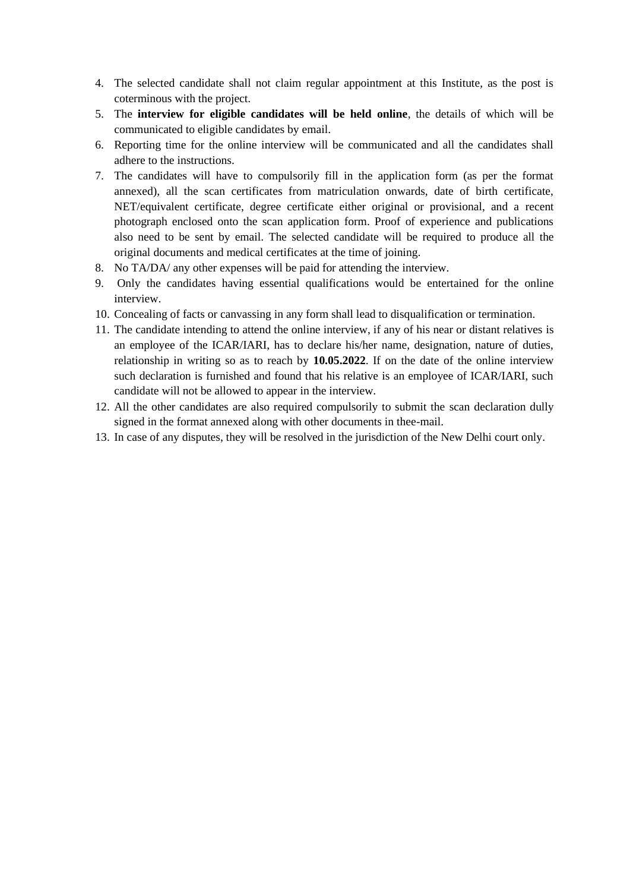4. The selected candidate shall not claim regular appointment at this Institute, as the post is coterminous with the project.
5. The **interview for eligible candidates will be held online**, the details of which will be communicated to eligible candidates by email.
6. Reporting time for the online interview will be communicated and all the candidates shall adhere to the instructions.
7. The candidates will have to compulsorily fill in the application form (as per the format annexed), all the scan certificates from matriculation onwards, date of birth certificate, NET/equivalent certificate, degree certificate either original or provisional, and a recent photograph enclosed onto the scan application form. Proof of experience and publications also need to be sent by email. The selected candidate will be required to produce all the original documents and medical certificates at the time of joining.
8. No TA/DA/ any other expenses will be paid for attending the interview.
9. Only the candidates having essential qualifications would be entertained for the online interview.
10. Concealing of facts or canvassing in any form shall lead to disqualification or termination.
11. The candidate intending to attend the online interview, if any of his near or distant relatives is an employee of the ICAR/IARI, has to declare his/her name, designation, nature of duties, relationship in writing so as to reach by **10.05.2022**. If on the date of the online interview such declaration is furnished and found that his relative is an employee of ICAR/IARI, such candidate will not be allowed to appear in the interview.
12. All the other candidates are also required compulsorily to submit the scan declaration dully signed in the format annexed along with other documents in thee-mail.
13. In case of any disputes, they will be resolved in the jurisdiction of the New Delhi court only.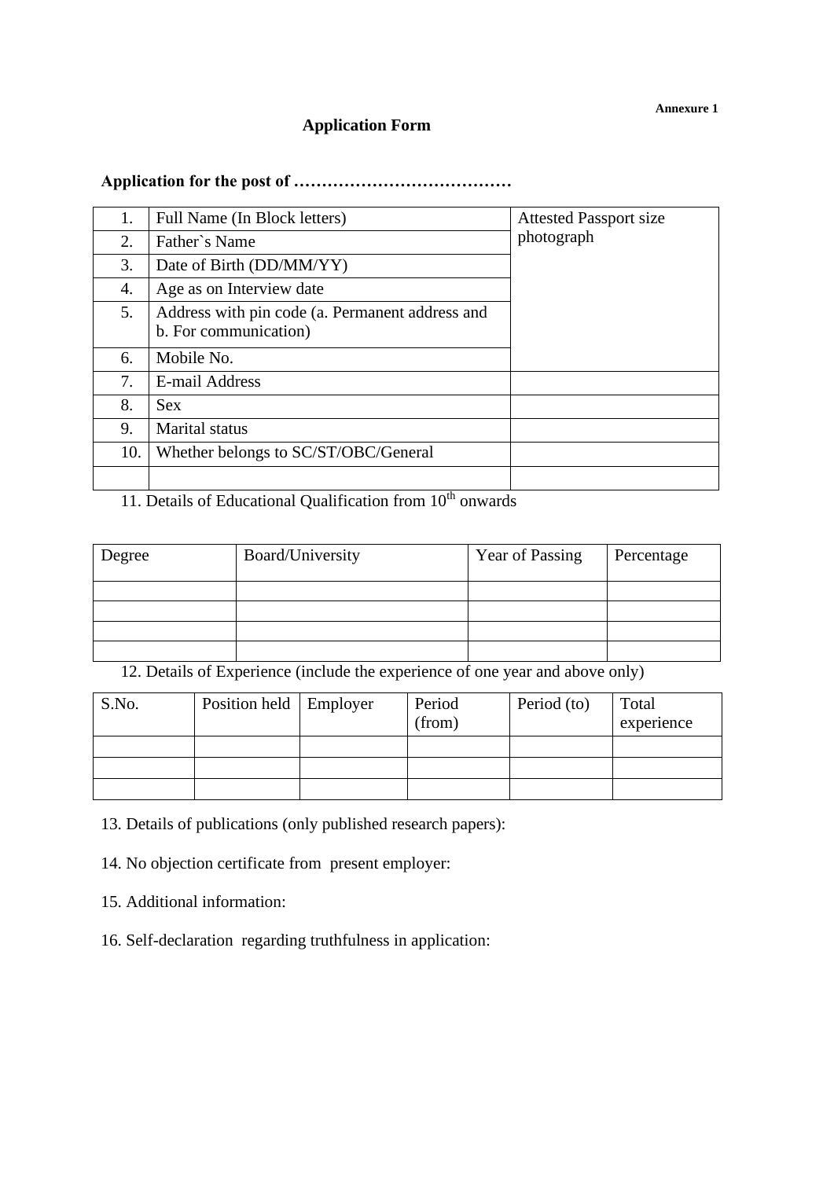**Annexure 1**

## Application Form

**Application for the post of …………………………………**

| | | |
|---|---|---|
| 1. | Full Name (In Block letters) | Attested Passport size photograph |
| 2. | Father`s Name | |
| 3. | Date of Birth (DD/MM/YY) | |
| 4. | Age as on Interview date | |
| 5. | Address with pin code (a. Permanent address and b. For communication) | |
| 6. | Mobile No. | |
| 7. | E-mail Address | |
| 8. | Sex | |
| 9. | Marital status | |
| 10. | Whether belongs to SC/ST/OBC/General | |
| | | |

11. Details of Educational Qualification from $10^{th}$ onwards

| Degree | Board/University | Year of Passing | Percentage |
|---|---|---|---|
| | | | |
| | | | |
| | | | |
| | | | |

12. Details of Experience (include the experience of one year and above only)

| S.No. | Position held | Employer | Period (from) | Period (to) | Total experience |
|---|---|---|---|---|---|
| | | | | | |
| | | | | | |
| | | | | | |

13. Details of publications (only published research papers):

14. No objection certificate from present employer:

15. Additional information:

16. Self-declaration regarding truthfulness in application: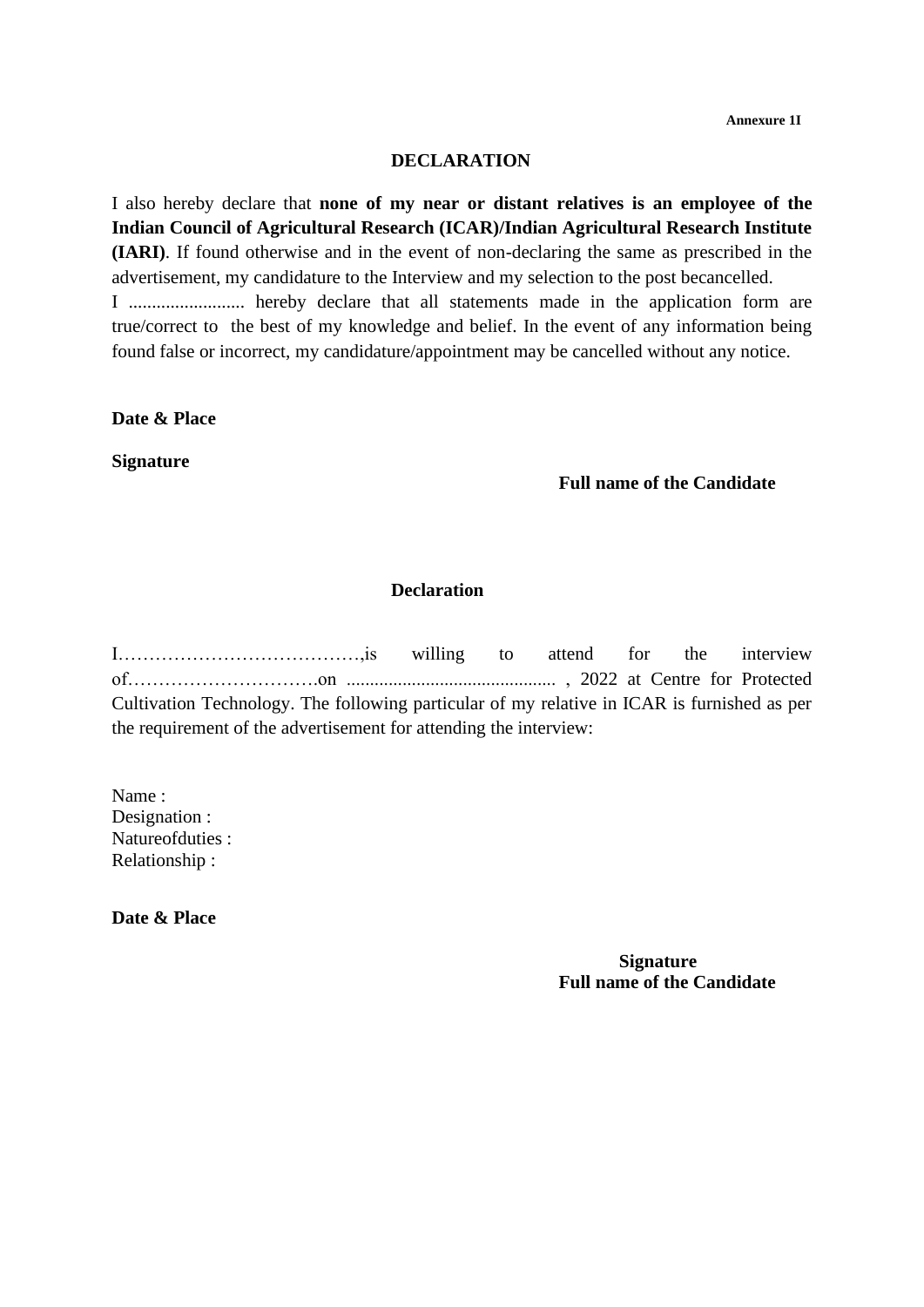**Annexure 1I**

## DECLARATION

I also hereby declare that **none of my near or distant relatives is an employee of the Indian Council of Agricultural Research (ICAR)/Indian Agricultural Research Institute (IARI)**. If found otherwise and in the event of non-declaring the same as prescribed in the advertisement, my candidature to the Interview and my selection to the post becancelled.
I ......................... hereby declare that all statements made in the application form are true/correct to the best of my knowledge and belief. In the event of any information being found false or incorrect, my candidature/appointment may be cancelled without any notice.

**Date & Place**

**Signature**

**Full name of the Candidate**

## Declaration

I…………………………………,is willing to attend for the interview of………………………….on ............................................ , 2022 at Centre for Protected Cultivation Technology. The following particular of my relative in ICAR is furnished as per the requirement of the advertisement for attending the interview:

Name :
Designation :
Natureofduties :
Relationship :

**Date & Place**

**Signature**
**Full name of the Candidate**